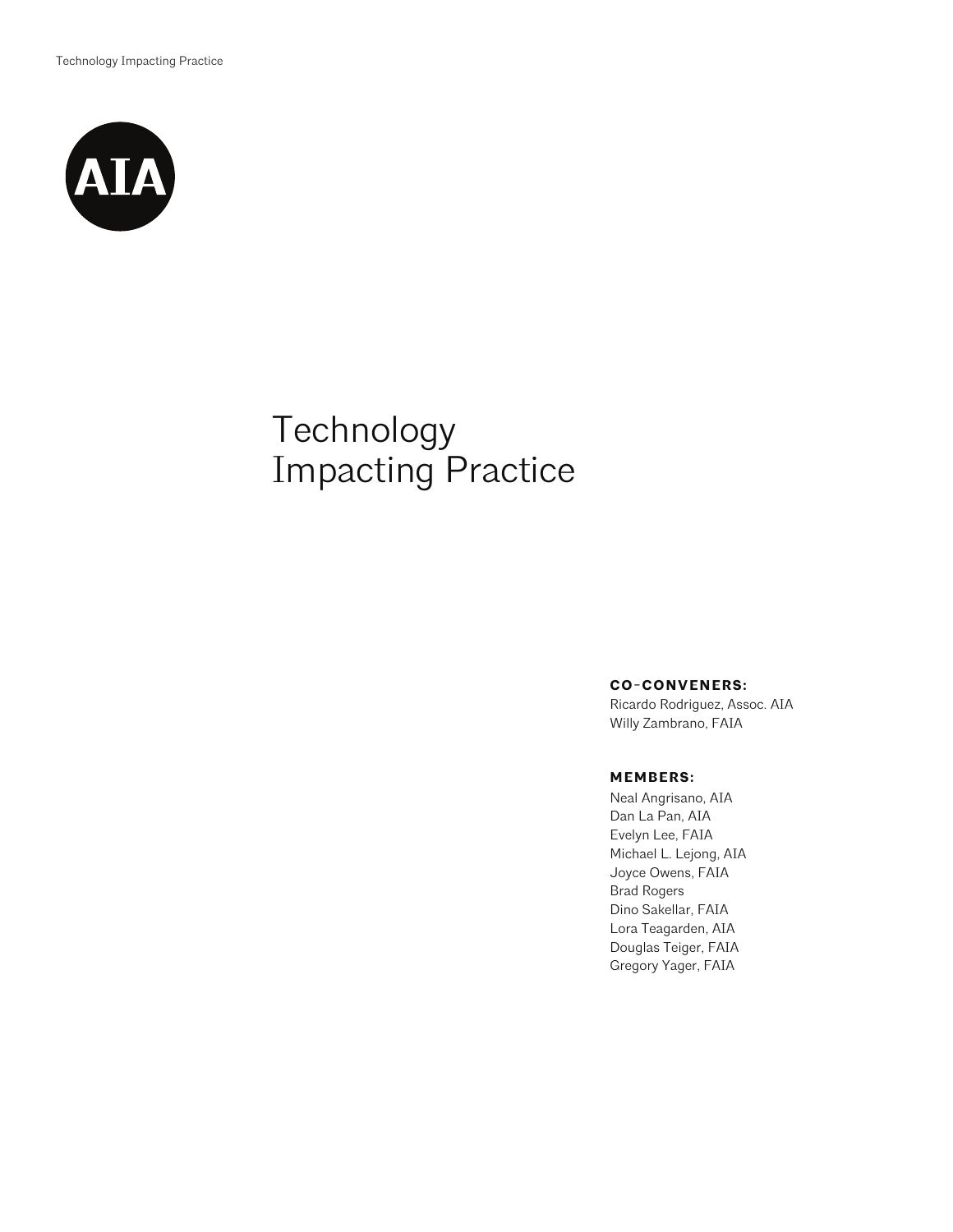# Technology Impacting Practice

**CO-CONVENERS:**

Ricardo Rodriguez, Assoc. AIA
Willy Zambrano, FAIA

**MEMBERS:**

Neal Angrisano, AIA
Dan La Pan, AIA
Evelyn Lee, FAIA
Michael L. Lejong, AIA
Joyce Owens, FAIA
Brad Rogers
Dino Sakellar, FAIA
Lora Teagarden, AIA
Douglas Teiger, FAIA
Gregory Yager, FAIA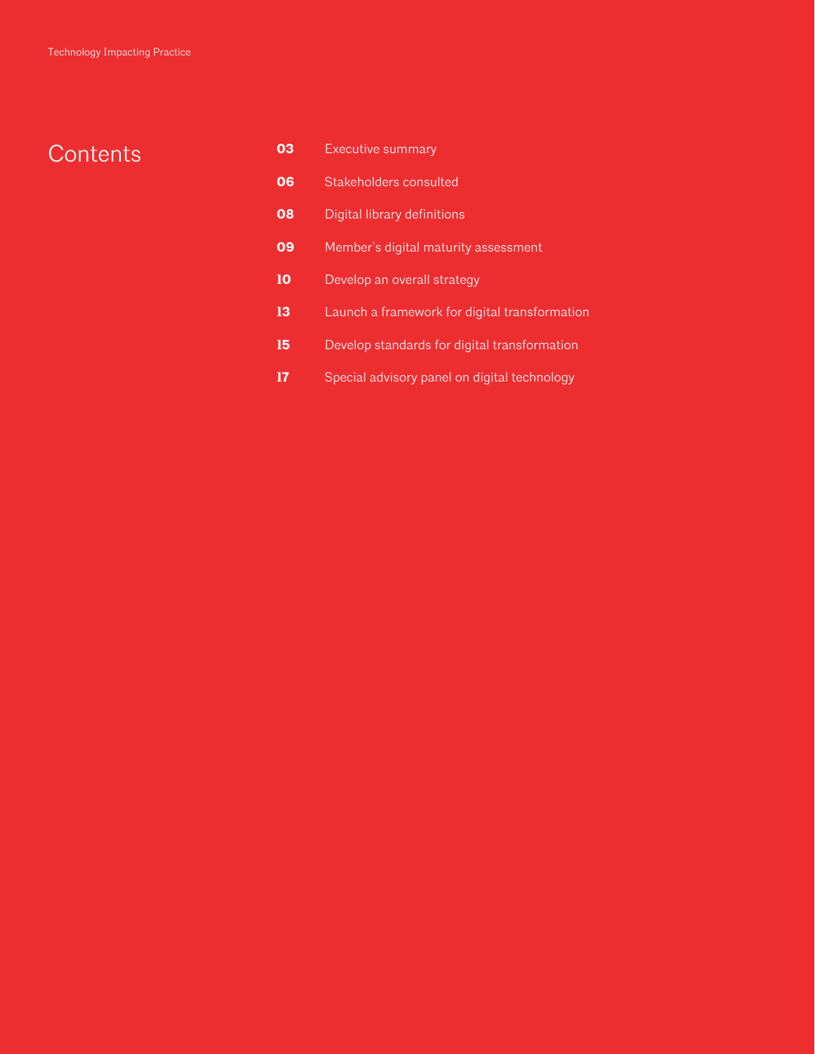# Contents

| | |
|---|---|
| **03** | Executive summary |
| **06** | Stakeholders consulted |
| **08** | Digital library definitions |
| **09** | Member's digital maturity assessment |
| **10** | Develop an overall strategy |
| **13** | Launch a framework for digital transformation |
| **15** | Develop standards for digital transformation |
| **17** | Special advisory panel on digital technology |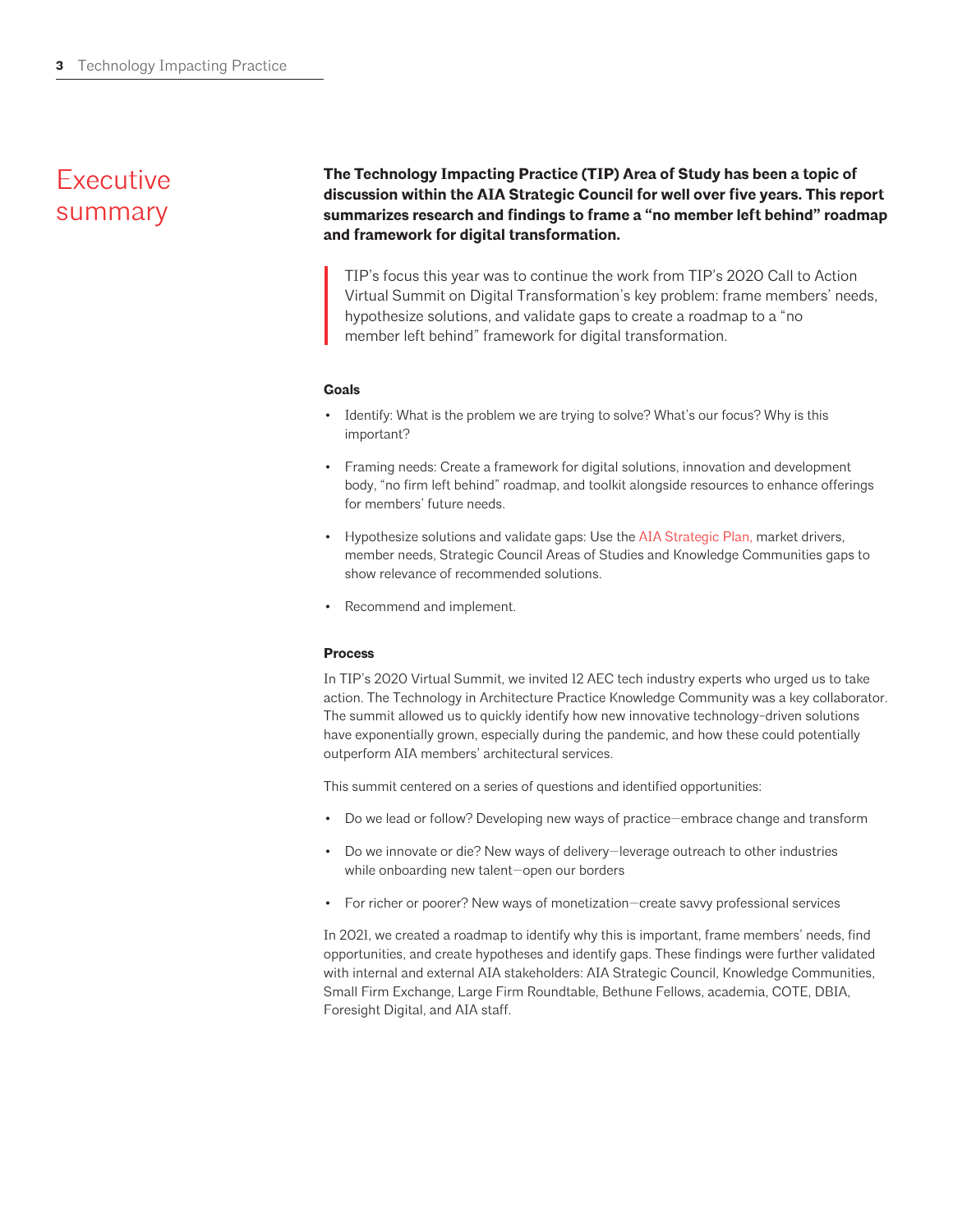# Executive summary

**The Technology Impacting Practice (TIP) Area of Study has been a topic of discussion within the AIA Strategic Council for well over five years. This report summarizes research and findings to frame a "no member left behind" roadmap and framework for digital transformation.**

> TIP's focus this year was to continue the work from TIP's 2020 Call to Action Virtual Summit on Digital Transformation's key problem: frame members' needs, hypothesize solutions, and validate gaps to create a roadmap to a "no member left behind" framework for digital transformation.

### Goals

- Identify: What is the problem we are trying to solve? What's our focus? Why is this important?
- Framing needs: Create a framework for digital solutions, innovation and development body, "no firm left behind" roadmap, and toolkit alongside resources to enhance offerings for members' future needs.
- Hypothesize solutions and validate gaps: Use the AIA Strategic Plan, market drivers, member needs, Strategic Council Areas of Studies and Knowledge Communities gaps to show relevance of recommended solutions.
- Recommend and implement.

### Process

In TIP's 2020 Virtual Summit, we invited 12 AEC tech industry experts who urged us to take action. The Technology in Architecture Practice Knowledge Community was a key collaborator. The summit allowed us to quickly identify how new innovative technology-driven solutions have exponentially grown, especially during the pandemic, and how these could potentially outperform AIA members' architectural services.

This summit centered on a series of questions and identified opportunities:

- Do we lead or follow? Developing new ways of practice—embrace change and transform
- Do we innovate or die? New ways of delivery—leverage outreach to other industries while onboarding new talent—open our borders
- For richer or poorer? New ways of monetization—create savvy professional services

In 2021, we created a roadmap to identify why this is important, frame members' needs, find opportunities, and create hypotheses and identify gaps. These findings were further validated with internal and external AIA stakeholders: AIA Strategic Council, Knowledge Communities, Small Firm Exchange, Large Firm Roundtable, Bethune Fellows, academia, COTE, DBIA, Foresight Digital, and AIA staff.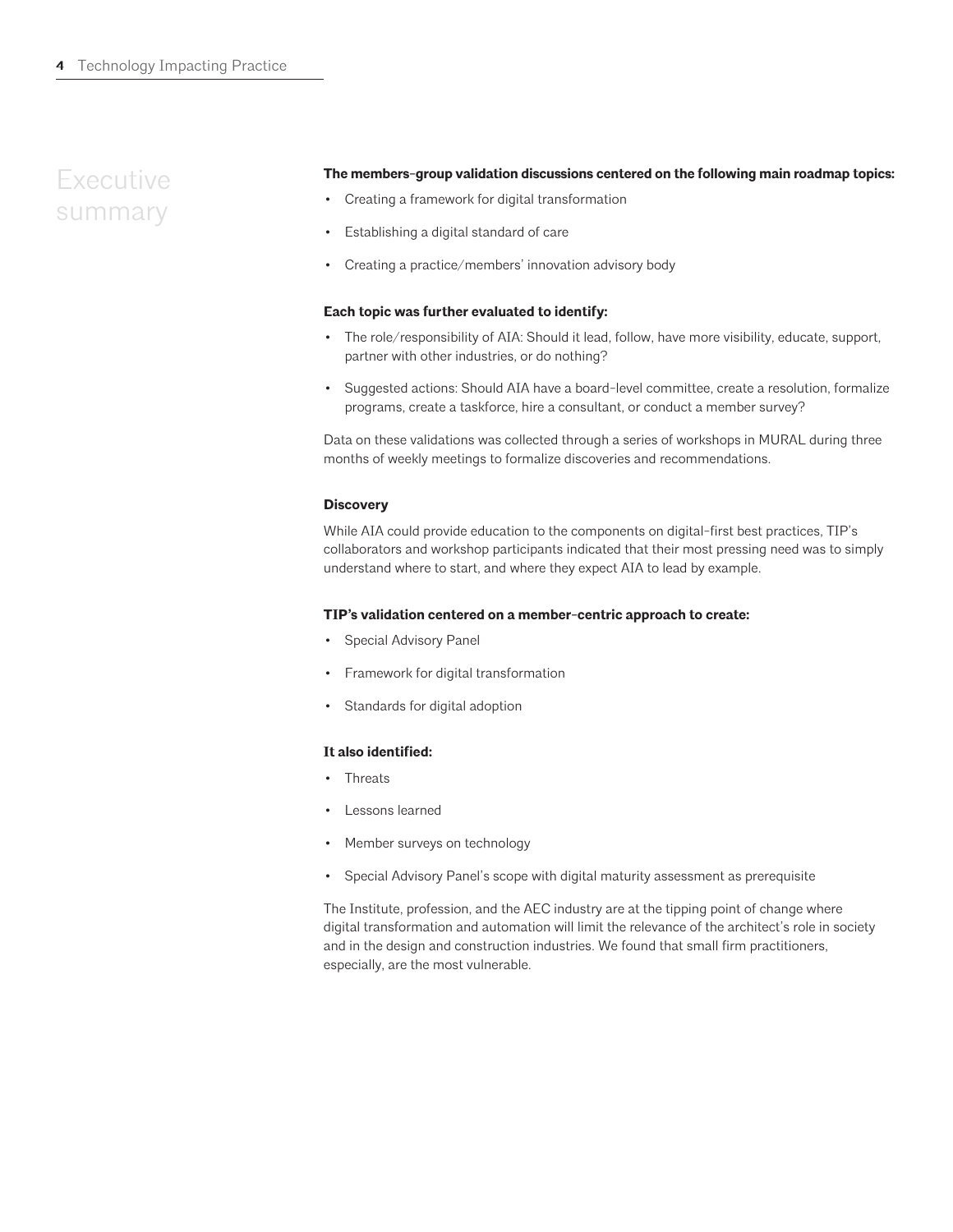# Executive summary

**The members-group validation discussions centered on the following main roadmap topics:**

- Creating a framework for digital transformation
- Establishing a digital standard of care
- Creating a practice/members' innovation advisory body

**Each topic was further evaluated to identify:**

- The role/responsibility of AIA: Should it lead, follow, have more visibility, educate, support, partner with other industries, or do nothing?
- Suggested actions: Should AIA have a board-level committee, create a resolution, formalize programs, create a taskforce, hire a consultant, or conduct a member survey?

Data on these validations was collected through a series of workshops in MURAL during three months of weekly meetings to formalize discoveries and recommendations.

**Discovery**

While AIA could provide education to the components on digital-first best practices, TIP's collaborators and workshop participants indicated that their most pressing need was to simply understand where to start, and where they expect AIA to lead by example.

**TIP's validation centered on a member-centric approach to create:**

- Special Advisory Panel
- Framework for digital transformation
- Standards for digital adoption

**It also identified:**

- Threats
- Lessons learned
- Member surveys on technology
- Special Advisory Panel's scope with digital maturity assessment as prerequisite

The Institute, profession, and the AEC industry are at the tipping point of change where digital transformation and automation will limit the relevance of the architect's role in society and in the design and construction industries. We found that small firm practitioners, especially, are the most vulnerable.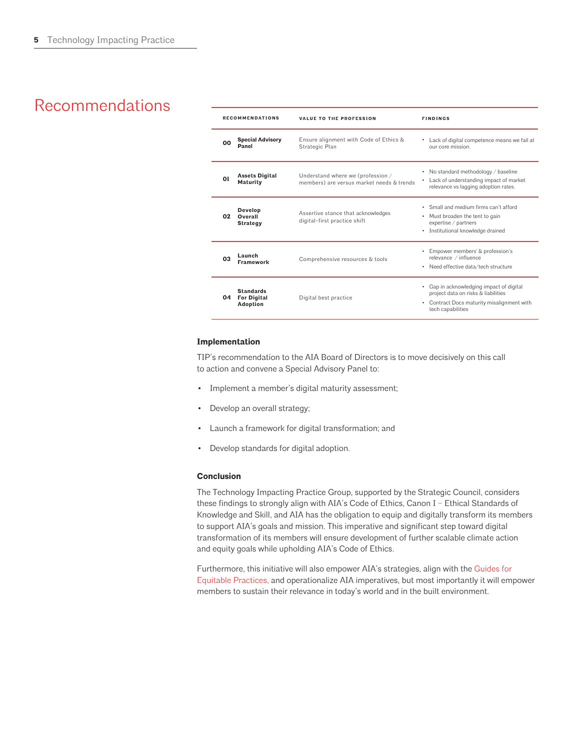# Recommendations

| RECOMMENDATIONS | | VALUE TO THE PROFESSION | FINDINGS |
|---|---|---|---|
| 00 | **Special Advisory Panel** | Ensure alignment with Code of Ethics & Strategic Plan | • Lack of digital competence means we fail at our core mission. |
| 01 | **Assets Digital Maturity** | Understand where we (profession / members) are versus market needs & trends | • No standard methodology / baseline<br>• Lack of understanding impact of market relevance vs lagging adoption rates. |
| 02 | **Develop Overall Strategy** | Assertive stance that acknowledges digital-first practice shift | • Small and medium firms can't afford<br>• Must broaden the tent to gain expertise / partners<br>• Institutional knowledge drained |
| 03 | **Launch Framework** | Comprehensive resources & tools | • Empower members' & profession's relevance / influence<br>• Need effective data/tech structure |
| 04 | **Standards For Digital Adoption** | Digital best practice | • Gap in acknowledging impact of digital project data on risks & liabilities<br>• Contract Docs maturity misalignment with tech capabilities |

### Implementation

TIP's recommendation to the AIA Board of Directors is to move decisively on this call to action and convene a Special Advisory Panel to:

- Implement a member's digital maturity assessment;
- Develop an overall strategy;
- Launch a framework for digital transformation; and
- Develop standards for digital adoption.

### Conclusion

The Technology Impacting Practice Group, supported by the Strategic Council, considers these findings to strongly align with AIA's Code of Ethics, Canon I – Ethical Standards of Knowledge and Skill, and AIA has the obligation to equip and digitally transform its members to support AIA's goals and mission. This imperative and significant step toward digital transformation of its members will ensure development of further scalable climate action and equity goals while upholding AIA's Code of Ethics.

Furthermore, this initiative will also empower AIA's strategies, align with the Guides for Equitable Practices, and operationalize AIA imperatives, but most importantly it will empower members to sustain their relevance in today's world and in the built environment.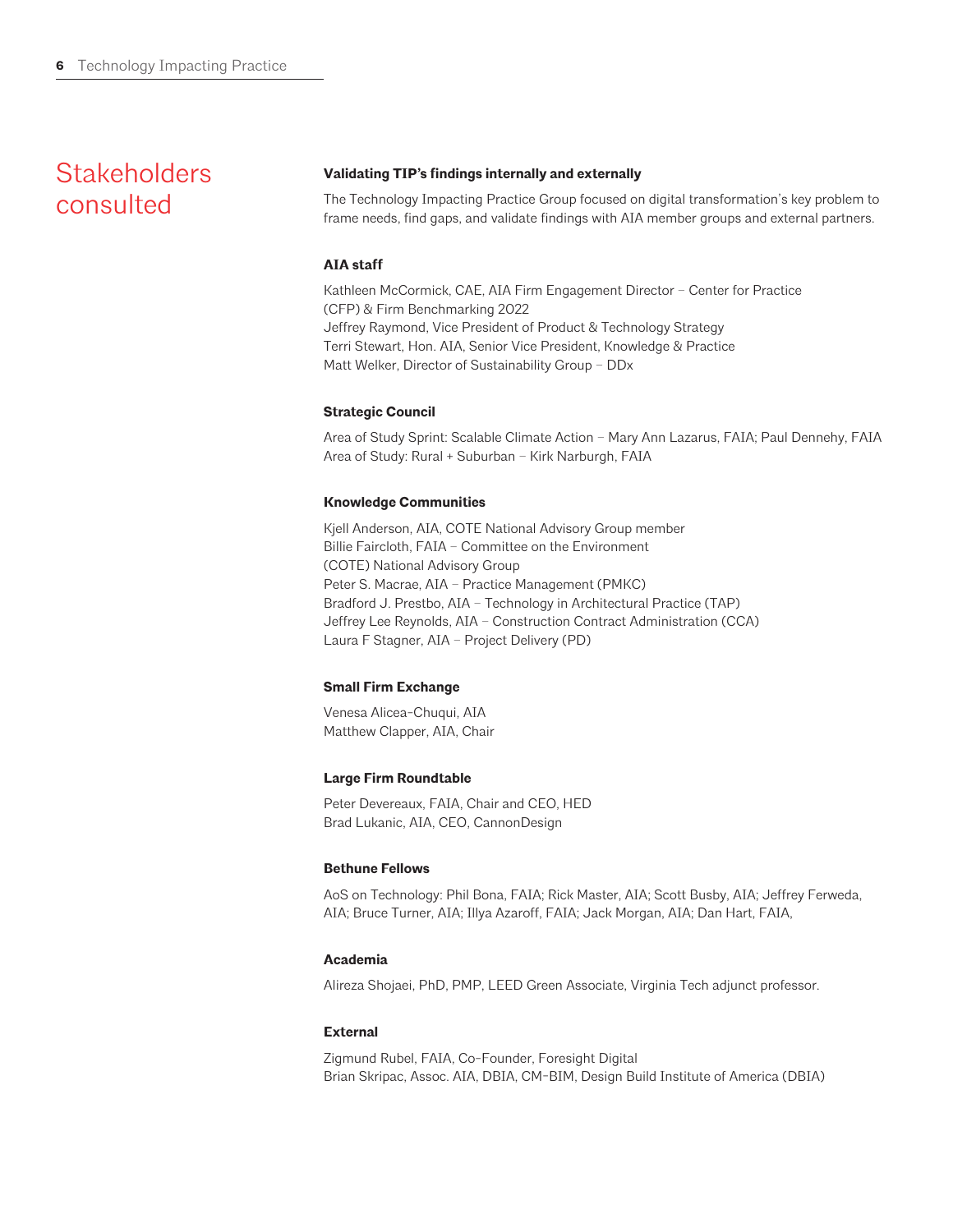# Stakeholders consulted

### Validating TIP's findings internally and externally

The Technology Impacting Practice Group focused on digital transformation's key problem to frame needs, find gaps, and validate findings with AIA member groups and external partners.

### AIA staff

Kathleen McCormick, CAE, AIA Firm Engagement Director – Center for Practice (CFP) & Firm Benchmarking 2022
Jeffrey Raymond, Vice President of Product & Technology Strategy
Terri Stewart, Hon. AIA, Senior Vice President, Knowledge & Practice
Matt Welker, Director of Sustainability Group – DDx

### Strategic Council

Area of Study Sprint: Scalable Climate Action – Mary Ann Lazarus, FAIA; Paul Dennehy, FAIA
Area of Study: Rural + Suburban – Kirk Narburgh, FAIA

### Knowledge Communities

Kjell Anderson, AIA, COTE National Advisory Group member
Billie Faircloth, FAIA – Committee on the Environment (COTE) National Advisory Group
Peter S. Macrae, AIA – Practice Management (PMKC)
Bradford J. Prestbo, AIA – Technology in Architectural Practice (TAP)
Jeffrey Lee Reynolds, AIA – Construction Contract Administration (CCA)
Laura F Stagner, AIA – Project Delivery (PD)

### Small Firm Exchange

Venesa Alicea-Chuqui, AIA
Matthew Clapper, AIA, Chair

### Large Firm Roundtable

Peter Devereaux, FAIA, Chair and CEO, HED
Brad Lukanic, AIA, CEO, CannonDesign

### Bethune Fellows

AoS on Technology: Phil Bona, FAIA; Rick Master, AIA; Scott Busby, AIA; Jeffrey Ferweda, AIA; Bruce Turner, AIA; Illya Azaroff, FAIA; Jack Morgan, AIA; Dan Hart, FAIA,

### Academia

Alireza Shojaei, PhD, PMP, LEED Green Associate, Virginia Tech adjunct professor.

### External

Zigmund Rubel, FAIA, Co-Founder, Foresight Digital
Brian Skripac, Assoc. AIA, DBIA, CM-BIM, Design Build Institute of America (DBIA)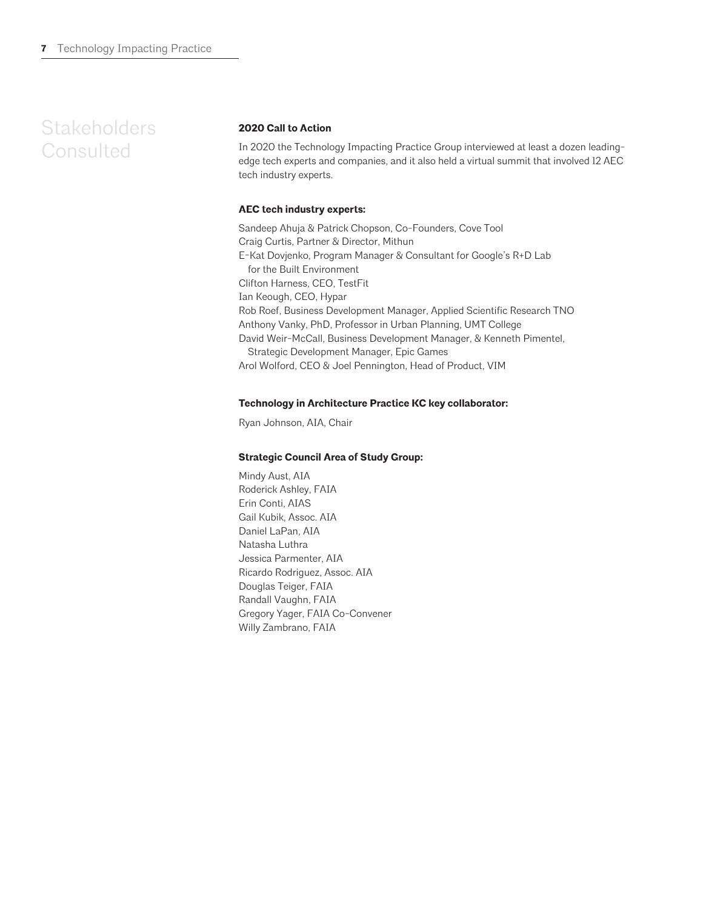# Stakeholders Consulted

### 2020 Call to Action

In 2020 the Technology Impacting Practice Group interviewed at least a dozen leading-edge tech experts and companies, and it also held a virtual summit that involved 12 AEC tech industry experts.

### AEC tech industry experts:

Sandeep Ahuja & Patrick Chopson, Co-Founders, Cove Tool
Craig Curtis, Partner & Director, Mithun
E-Kat Dovjenko, Program Manager & Consultant for Google's R+D Lab for the Built Environment
Clifton Harness, CEO, TestFit
Ian Keough, CEO, Hypar
Rob Roef, Business Development Manager, Applied Scientific Research TNO
Anthony Vanky, PhD, Professor in Urban Planning, UMT College
David Weir-McCall, Business Development Manager, & Kenneth Pimentel, Strategic Development Manager, Epic Games
Arol Wolford, CEO & Joel Pennington, Head of Product, VIM

### Technology in Architecture Practice KC key collaborator:

Ryan Johnson, AIA, Chair

### Strategic Council Area of Study Group:

Mindy Aust, AIA
Roderick Ashley, FAIA
Erin Conti, AIAS
Gail Kubik, Assoc. AIA
Daniel LaPan, AIA
Natasha Luthra
Jessica Parmenter, AIA
Ricardo Rodriguez, Assoc. AIA
Douglas Teiger, FAIA
Randall Vaughn, FAIA
Gregory Yager, FAIA Co-Convener
Willy Zambrano, FAIA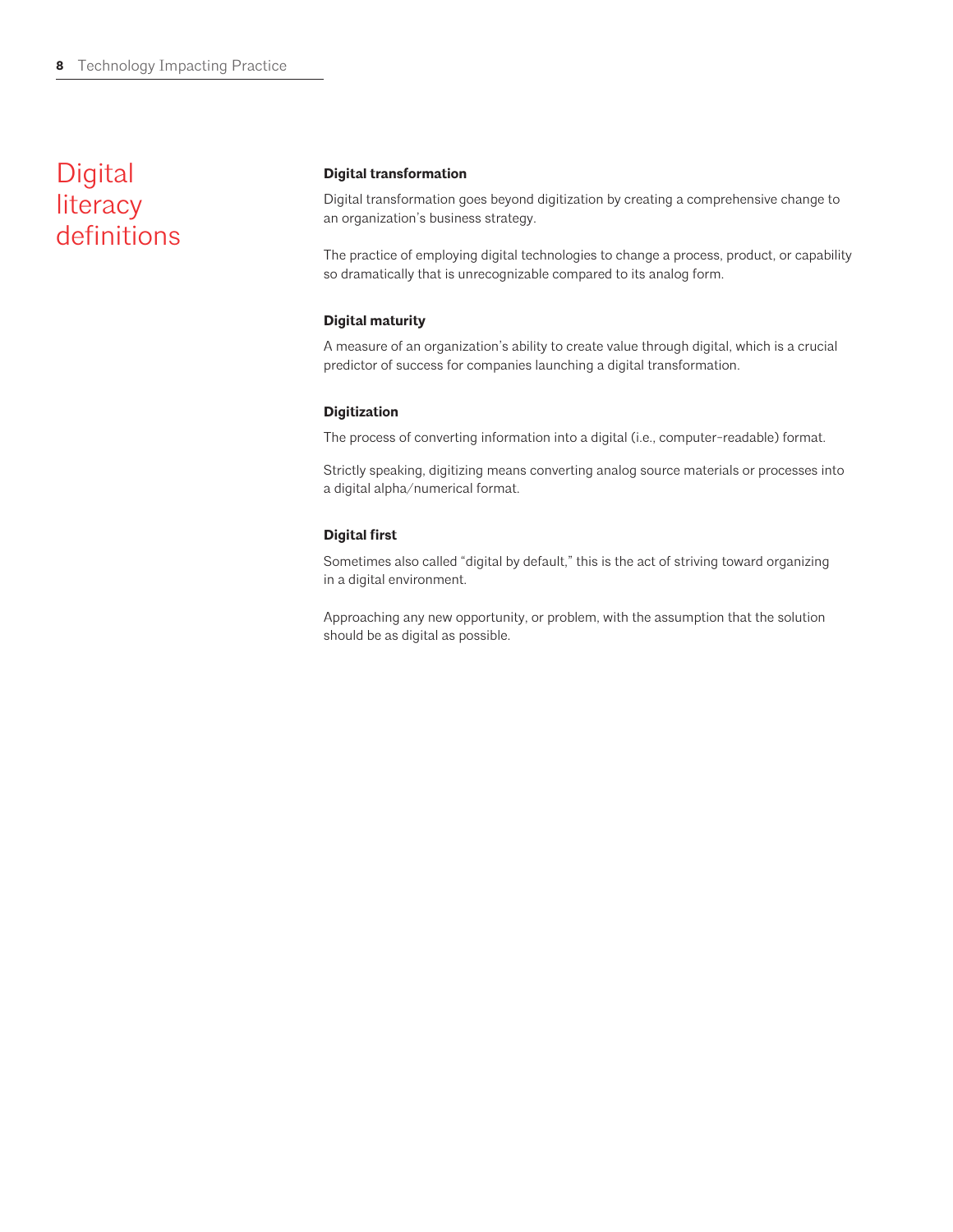# Digital literacy definitions

### Digital transformation

Digital transformation goes beyond digitization by creating a comprehensive change to an organization's business strategy.

The practice of employing digital technologies to change a process, product, or capability so dramatically that is unrecognizable compared to its analog form.

### Digital maturity

A measure of an organization's ability to create value through digital, which is a crucial predictor of success for companies launching a digital transformation.

### Digitization

The process of converting information into a digital (i.e., computer-readable) format.

Strictly speaking, digitizing means converting analog source materials or processes into a digital alpha/numerical format.

### Digital first

Sometimes also called "digital by default," this is the act of striving toward organizing in a digital environment.

Approaching any new opportunity, or problem, with the assumption that the solution should be as digital as possible.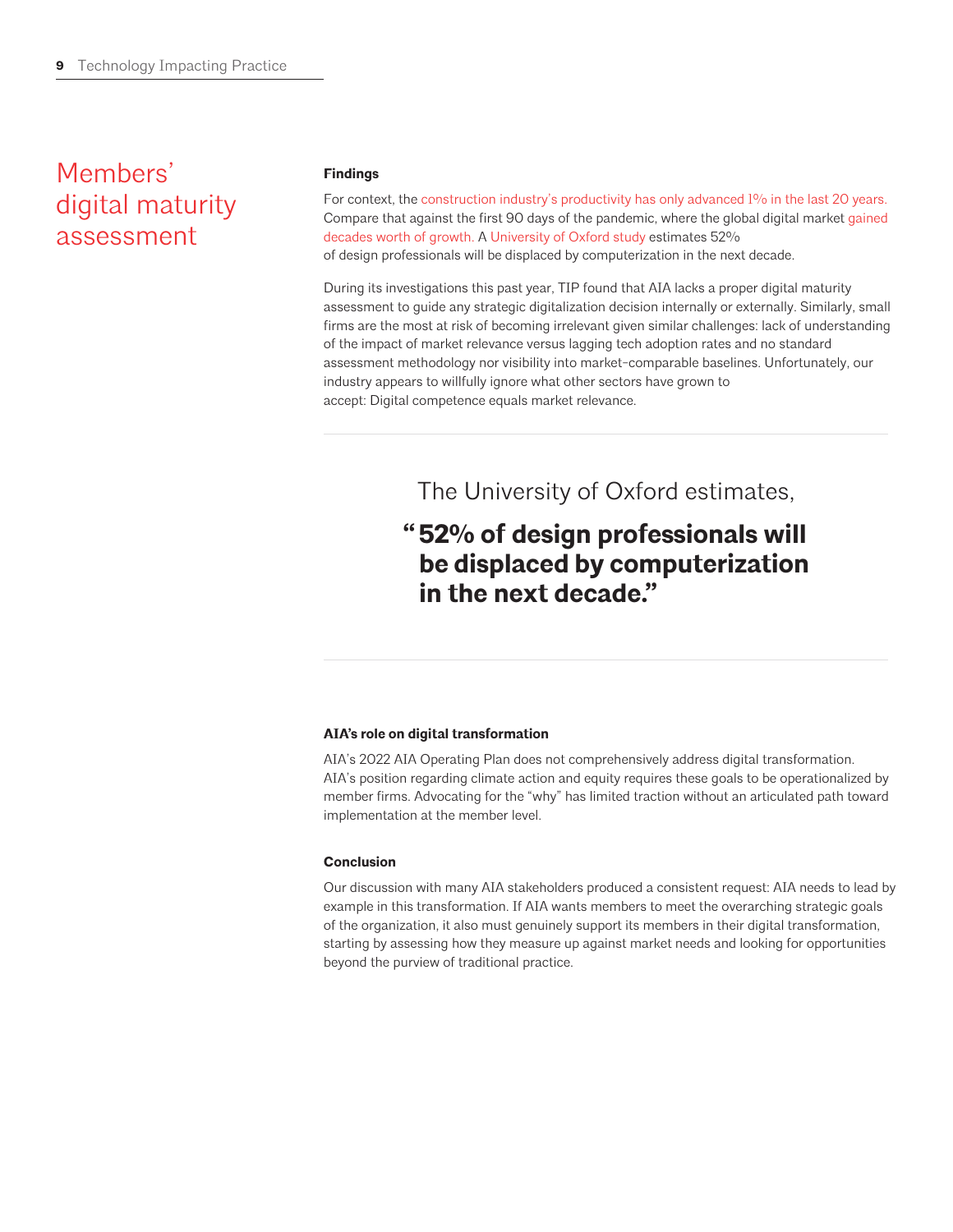# Members' digital maturity assessment

### Findings

For context, the construction industry's productivity has only advanced 1% in the last 20 years. Compare that against the first 90 days of the pandemic, where the global digital market gained decades worth of growth. A University of Oxford study estimates 52% of design professionals will be displaced by computerization in the next decade.

During its investigations this past year, TIP found that AIA lacks a proper digital maturity assessment to guide any strategic digitalization decision internally or externally. Similarly, small firms are the most at risk of becoming irrelevant given similar challenges: lack of understanding of the impact of market relevance versus lagging tech adoption rates and no standard assessment methodology nor visibility into market-comparable baselines. Unfortunately, our industry appears to willfully ignore what other sectors have grown to accept: Digital competence equals market relevance.

---

> The University of Oxford estimates,
>
> **"52% of design professionals will be displaced by computerization in the next decade."**

---

### AIA's role on digital transformation

AIA's 2022 AIA Operating Plan does not comprehensively address digital transformation. AIA's position regarding climate action and equity requires these goals to be operationalized by member firms. Advocating for the "why" has limited traction without an articulated path toward implementation at the member level.

### Conclusion

Our discussion with many AIA stakeholders produced a consistent request: AIA needs to lead by example in this transformation. If AIA wants members to meet the overarching strategic goals of the organization, it also must genuinely support its members in their digital transformation, starting by assessing how they measure up against market needs and looking for opportunities beyond the purview of traditional practice.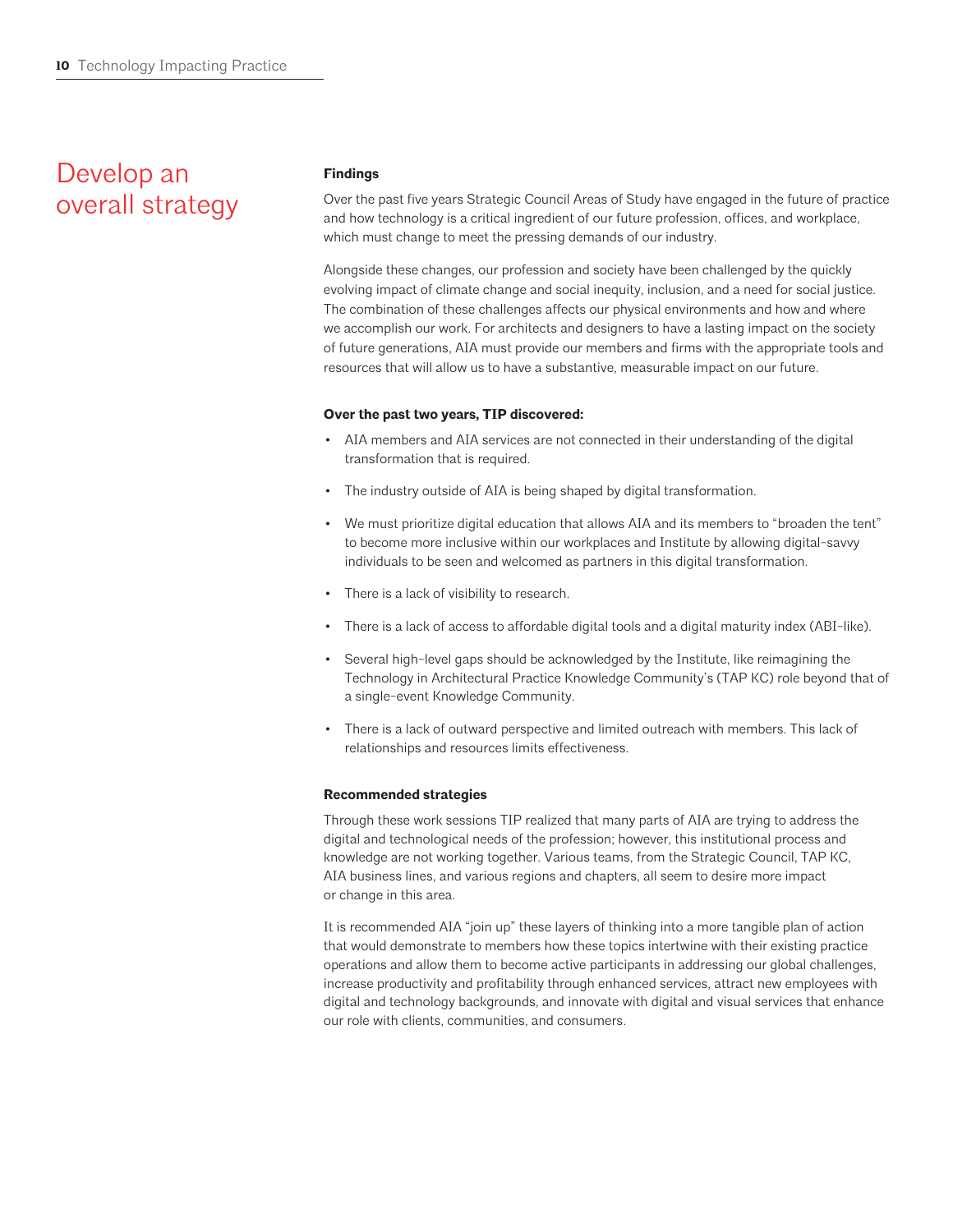# Develop an overall strategy

**Findings**

Over the past five years Strategic Council Areas of Study have engaged in the future of practice and how technology is a critical ingredient of our future profession, offices, and workplace, which must change to meet the pressing demands of our industry.

Alongside these changes, our profession and society have been challenged by the quickly evolving impact of climate change and social inequity, inclusion, and a need for social justice. The combination of these challenges affects our physical environments and how and where we accomplish our work. For architects and designers to have a lasting impact on the society of future generations, AIA must provide our members and firms with the appropriate tools and resources that will allow us to have a substantive, measurable impact on our future.

**Over the past two years, TIP discovered:**

- AIA members and AIA services are not connected in their understanding of the digital transformation that is required.
- The industry outside of AIA is being shaped by digital transformation.
- We must prioritize digital education that allows AIA and its members to "broaden the tent" to become more inclusive within our workplaces and Institute by allowing digital-savvy individuals to be seen and welcomed as partners in this digital transformation.
- There is a lack of visibility to research.
- There is a lack of access to affordable digital tools and a digital maturity index (ABI-like).
- Several high-level gaps should be acknowledged by the Institute, like reimagining the Technology in Architectural Practice Knowledge Community's (TAP KC) role beyond that of a single-event Knowledge Community.
- There is a lack of outward perspective and limited outreach with members. This lack of relationships and resources limits effectiveness.

**Recommended strategies**

Through these work sessions TIP realized that many parts of AIA are trying to address the digital and technological needs of the profession; however, this institutional process and knowledge are not working together. Various teams, from the Strategic Council, TAP KC, AIA business lines, and various regions and chapters, all seem to desire more impact or change in this area.

It is recommended AIA "join up" these layers of thinking into a more tangible plan of action that would demonstrate to members how these topics intertwine with their existing practice operations and allow them to become active participants in addressing our global challenges, increase productivity and profitability through enhanced services, attract new employees with digital and technology backgrounds, and innovate with digital and visual services that enhance our role with clients, communities, and consumers.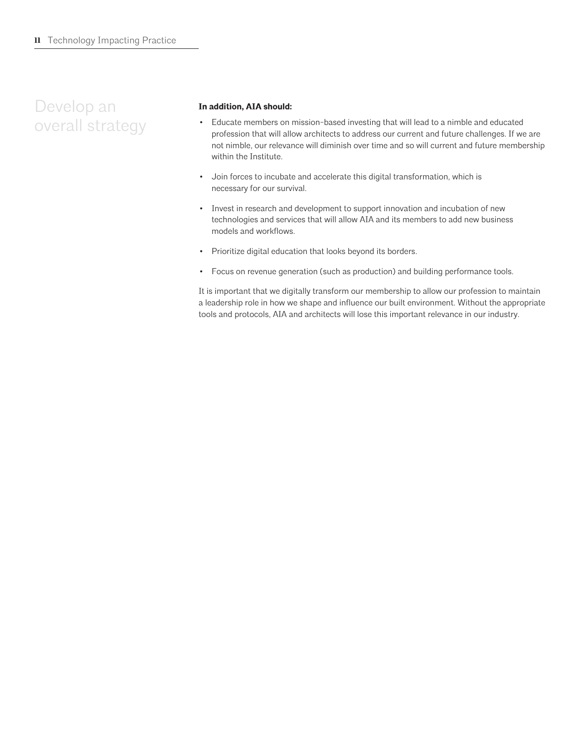## Develop an overall strategy

**In addition, AIA should:**

- Educate members on mission-based investing that will lead to a nimble and educated profession that will allow architects to address our current and future challenges. If we are not nimble, our relevance will diminish over time and so will current and future membership within the Institute.
- Join forces to incubate and accelerate this digital transformation, which is necessary for our survival.
- Invest in research and development to support innovation and incubation of new technologies and services that will allow AIA and its members to add new business models and workflows.
- Prioritize digital education that looks beyond its borders.
- Focus on revenue generation (such as production) and building performance tools.

It is important that we digitally transform our membership to allow our profession to maintain a leadership role in how we shape and influence our built environment. Without the appropriate tools and protocols, AIA and architects will lose this important relevance in our industry.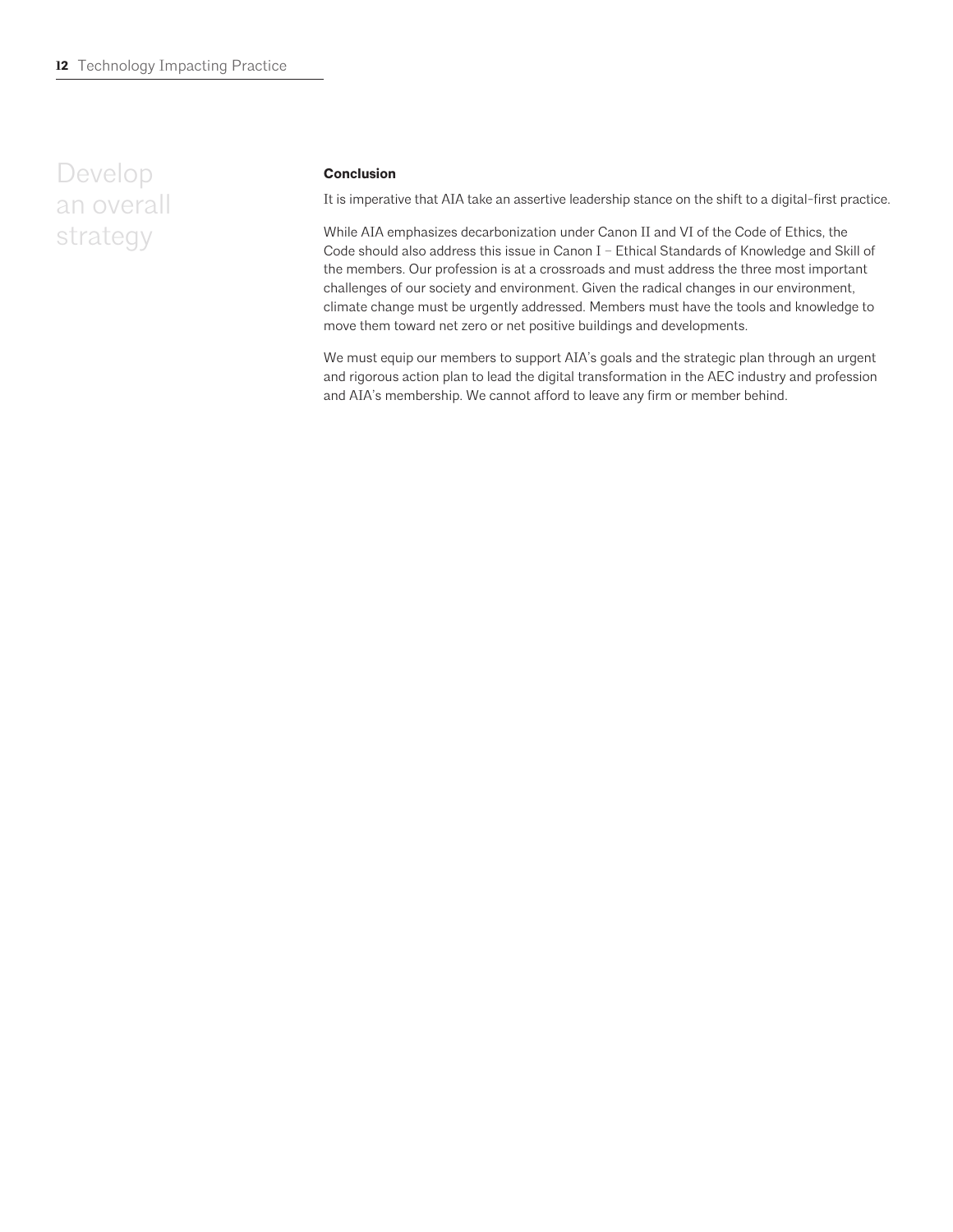## Develop an overall strategy

### Conclusion

It is imperative that AIA take an assertive leadership stance on the shift to a digital-first practice.

While AIA emphasizes decarbonization under Canon II and VI of the Code of Ethics, the Code should also address this issue in Canon I – Ethical Standards of Knowledge and Skill of the members. Our profession is at a crossroads and must address the three most important challenges of our society and environment. Given the radical changes in our environment, climate change must be urgently addressed. Members must have the tools and knowledge to move them toward net zero or net positive buildings and developments.

We must equip our members to support AIA's goals and the strategic plan through an urgent and rigorous action plan to lead the digital transformation in the AEC industry and profession and AIA's membership. We cannot afford to leave any firm or member behind.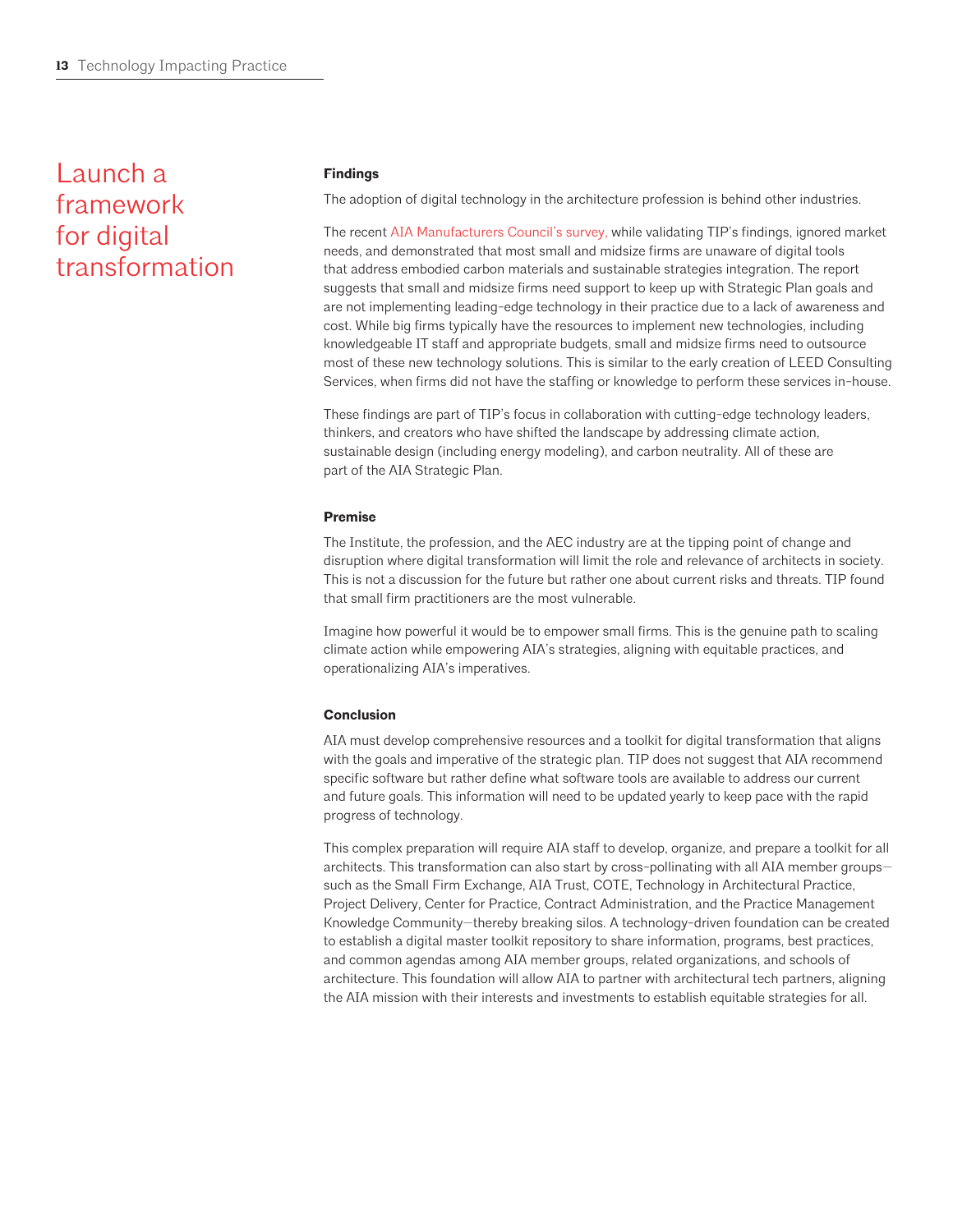# Launch a framework for digital transformation

### Findings

The adoption of digital technology in the architecture profession is behind other industries.

The recent AIA Manufacturers Council's survey, while validating TIP's findings, ignored market needs, and demonstrated that most small and midsize firms are unaware of digital tools that address embodied carbon materials and sustainable strategies integration. The report suggests that small and midsize firms need support to keep up with Strategic Plan goals and are not implementing leading-edge technology in their practice due to a lack of awareness and cost. While big firms typically have the resources to implement new technologies, including knowledgeable IT staff and appropriate budgets, small and midsize firms need to outsource most of these new technology solutions. This is similar to the early creation of LEED Consulting Services, when firms did not have the staffing or knowledge to perform these services in-house.

These findings are part of TIP's focus in collaboration with cutting-edge technology leaders, thinkers, and creators who have shifted the landscape by addressing climate action, sustainable design (including energy modeling), and carbon neutrality. All of these are part of the AIA Strategic Plan.

### Premise

The Institute, the profession, and the AEC industry are at the tipping point of change and disruption where digital transformation will limit the role and relevance of architects in society. This is not a discussion for the future but rather one about current risks and threats. TIP found that small firm practitioners are the most vulnerable.

Imagine how powerful it would be to empower small firms. This is the genuine path to scaling climate action while empowering AIA's strategies, aligning with equitable practices, and operationalizing AIA's imperatives.

### Conclusion

AIA must develop comprehensive resources and a toolkit for digital transformation that aligns with the goals and imperative of the strategic plan. TIP does not suggest that AIA recommend specific software but rather define what software tools are available to address our current and future goals. This information will need to be updated yearly to keep pace with the rapid progress of technology.

This complex preparation will require AIA staff to develop, organize, and prepare a toolkit for all architects. This transformation can also start by cross-pollinating with all AIA member groups—such as the Small Firm Exchange, AIA Trust, COTE, Technology in Architectural Practice, Project Delivery, Center for Practice, Contract Administration, and the Practice Management Knowledge Community—thereby breaking silos. A technology-driven foundation can be created to establish a digital master toolkit repository to share information, programs, best practices, and common agendas among AIA member groups, related organizations, and schools of architecture. This foundation will allow AIA to partner with architectural tech partners, aligning the AIA mission with their interests and investments to establish equitable strategies for all.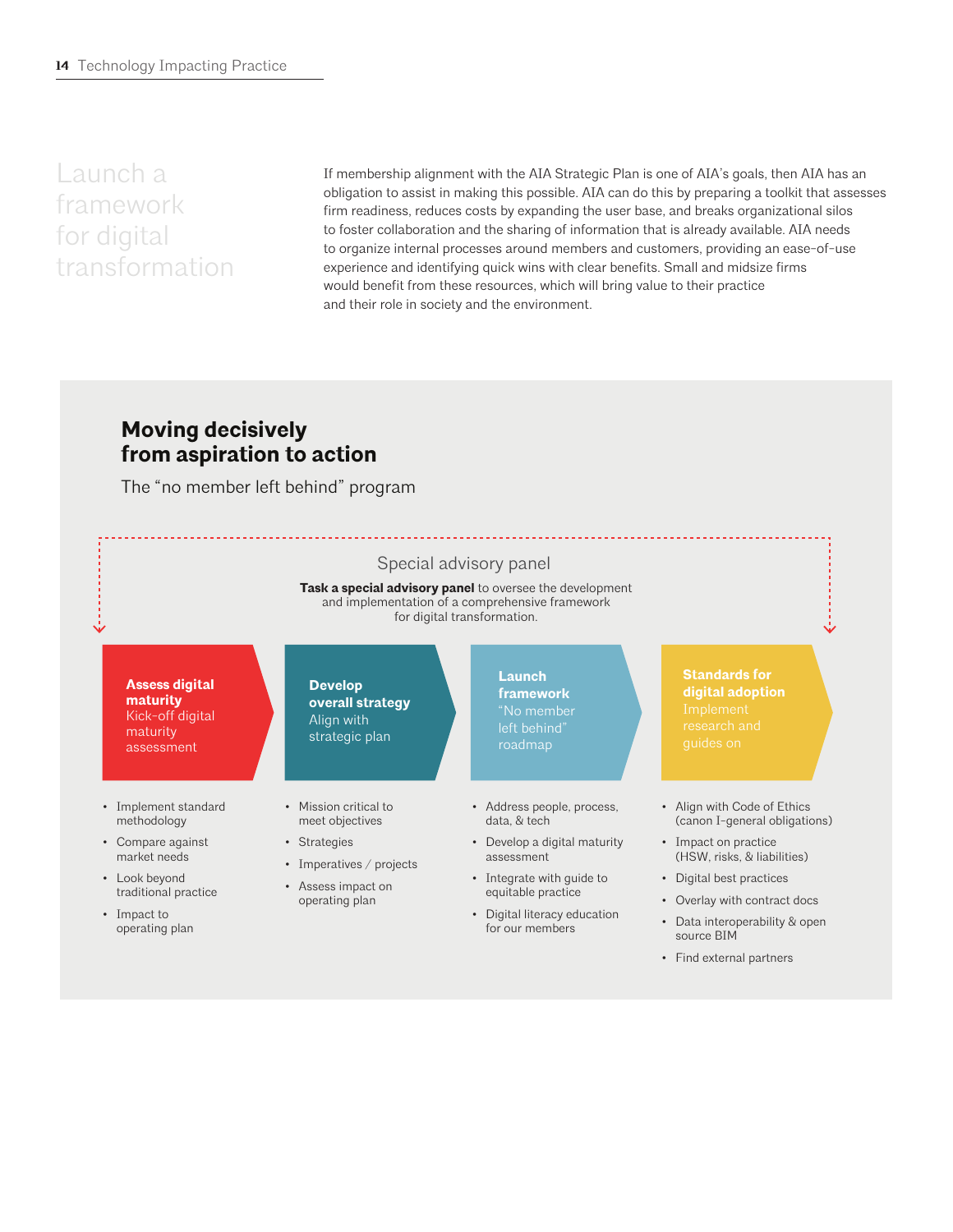## Launch a framework for digital transformation

If membership alignment with the AIA Strategic Plan is one of AIA's goals, then AIA has an obligation to assist in making this possible. AIA can do this by preparing a toolkit that assesses firm readiness, reduces costs by expanding the user base, and breaks organizational silos to foster collaboration and the sharing of information that is already available. AIA needs to organize internal processes around members and customers, providing an ease-of-use experience and identifying quick wins with clear benefits. Small and midsize firms would benefit from these resources, which will bring value to their practice and their role in society and the environment.

### Moving decisively from aspiration to action

The "no member left behind" program

**Special advisory panel**

**Task a special advisory panel** to oversee the development and implementation of a comprehensive framework for digital transformation.

**Assess digital maturity**
Kick-off digital maturity assessment

- Implement standard methodology
- Compare against market needs
- Look beyond traditional practice
- Impact to operating plan

**Develop overall strategy**
Align with strategic plan

- Mission critical to meet objectives
- Strategies
- Imperatives / projects
- Assess impact on operating plan

**Launch framework**
"No member left behind" roadmap

- Address people, process, data, & tech
- Develop a digital maturity assessment
- Integrate with guide to equitable practice
- Digital literacy education for our members

**Standards for digital adoption**
Implement research and guides on

- Align with Code of Ethics (canon I-general obligations)
- Impact on practice (HSW, risks, & liabilities)
- Digital best practices
- Overlay with contract docs
- Data interoperability & open source BIM
- Find external partners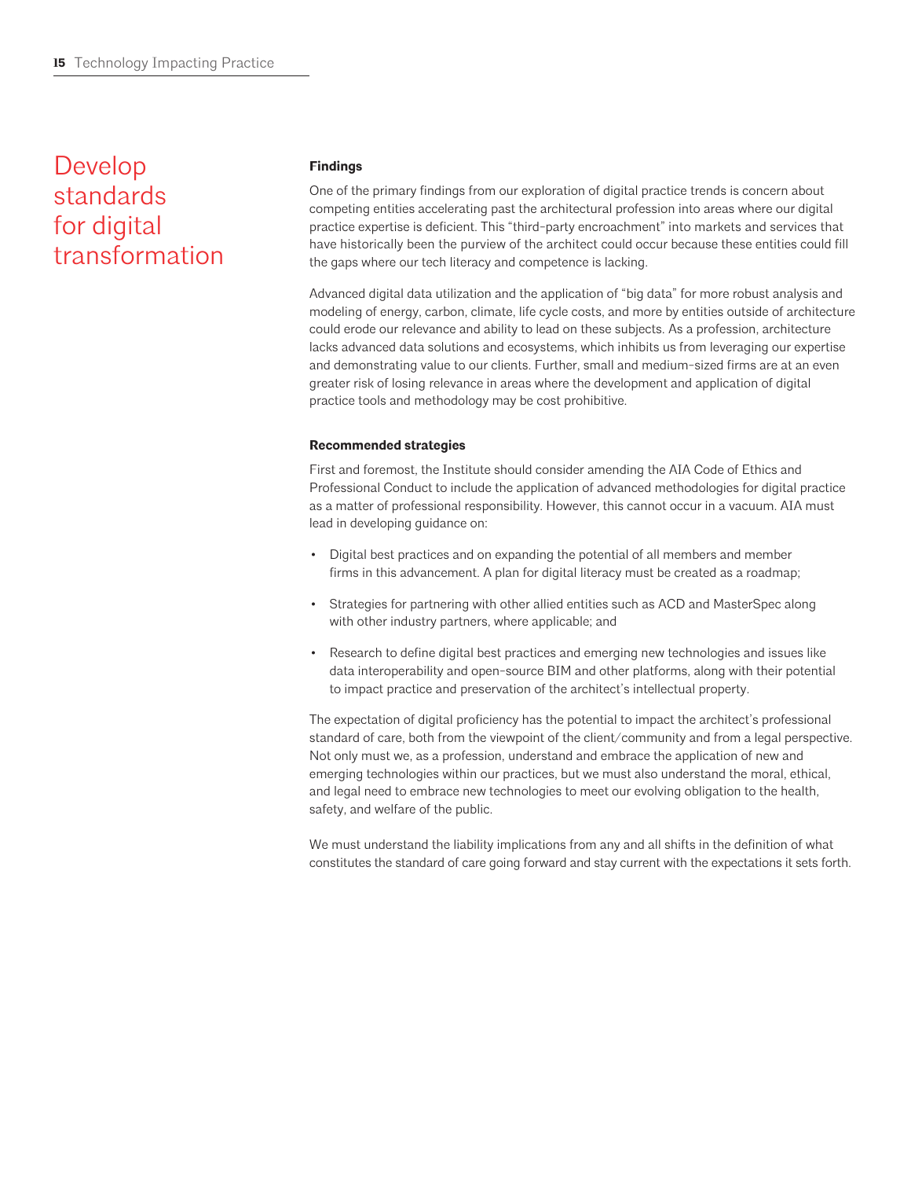# Develop standards for digital transformation

### Findings

One of the primary findings from our exploration of digital practice trends is concern about competing entities accelerating past the architectural profession into areas where our digital practice expertise is deficient. This "third-party encroachment" into markets and services that have historically been the purview of the architect could occur because these entities could fill the gaps where our tech literacy and competence is lacking.

Advanced digital data utilization and the application of "big data" for more robust analysis and modeling of energy, carbon, climate, life cycle costs, and more by entities outside of architecture could erode our relevance and ability to lead on these subjects. As a profession, architecture lacks advanced data solutions and ecosystems, which inhibits us from leveraging our expertise and demonstrating value to our clients. Further, small and medium-sized firms are at an even greater risk of losing relevance in areas where the development and application of digital practice tools and methodology may be cost prohibitive.

### Recommended strategies

First and foremost, the Institute should consider amending the AIA Code of Ethics and Professional Conduct to include the application of advanced methodologies for digital practice as a matter of professional responsibility. However, this cannot occur in a vacuum. AIA must lead in developing guidance on:

- Digital best practices and on expanding the potential of all members and member firms in this advancement. A plan for digital literacy must be created as a roadmap;
- Strategies for partnering with other allied entities such as ACD and MasterSpec along with other industry partners, where applicable; and
- Research to define digital best practices and emerging new technologies and issues like data interoperability and open-source BIM and other platforms, along with their potential to impact practice and preservation of the architect's intellectual property.

The expectation of digital proficiency has the potential to impact the architect's professional standard of care, both from the viewpoint of the client/community and from a legal perspective. Not only must we, as a profession, understand and embrace the application of new and emerging technologies within our practices, but we must also understand the moral, ethical, and legal need to embrace new technologies to meet our evolving obligation to the health, safety, and welfare of the public.

We must understand the liability implications from any and all shifts in the definition of what constitutes the standard of care going forward and stay current with the expectations it sets forth.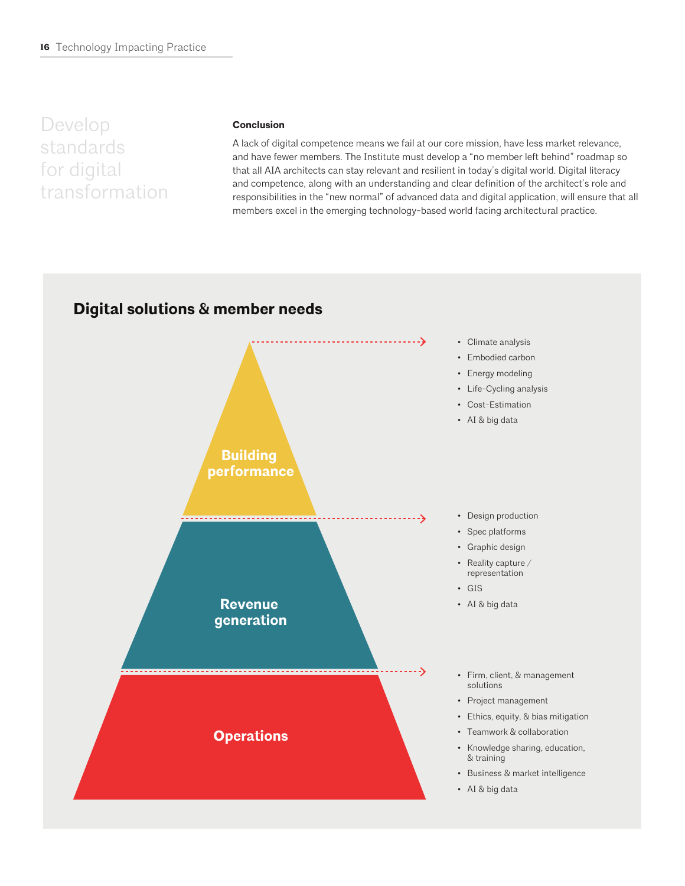## Develop standards for digital transformation

**Conclusion**

A lack of digital competence means we fail at our core mission, have less market relevance, and have fewer members. The Institute must develop a "no member left behind" roadmap so that all AIA architects can stay relevant and resilient in today's digital world. Digital literacy and competence, along with an understanding and clear definition of the architect's role and responsibilities in the "new normal" of advanced data and digital application, will ensure that all members excel in the emerging technology-based world facing architectural practice.

### Digital solutions & member needs

**Building performance**

- Climate analysis
- Embodied carbon
- Energy modeling
- Life-Cycling analysis
- Cost-Estimation
- AI & big data

**Revenue generation**

- Design production
- Spec platforms
- Graphic design
- Reality capture / representation
- GIS
- AI & big data

**Operations**

- Firm, client, & management solutions
- Project management
- Ethics, equity, & bias mitigation
- Teamwork & collaboration
- Knowledge sharing, education, & training
- Business & market intelligence
- AI & big data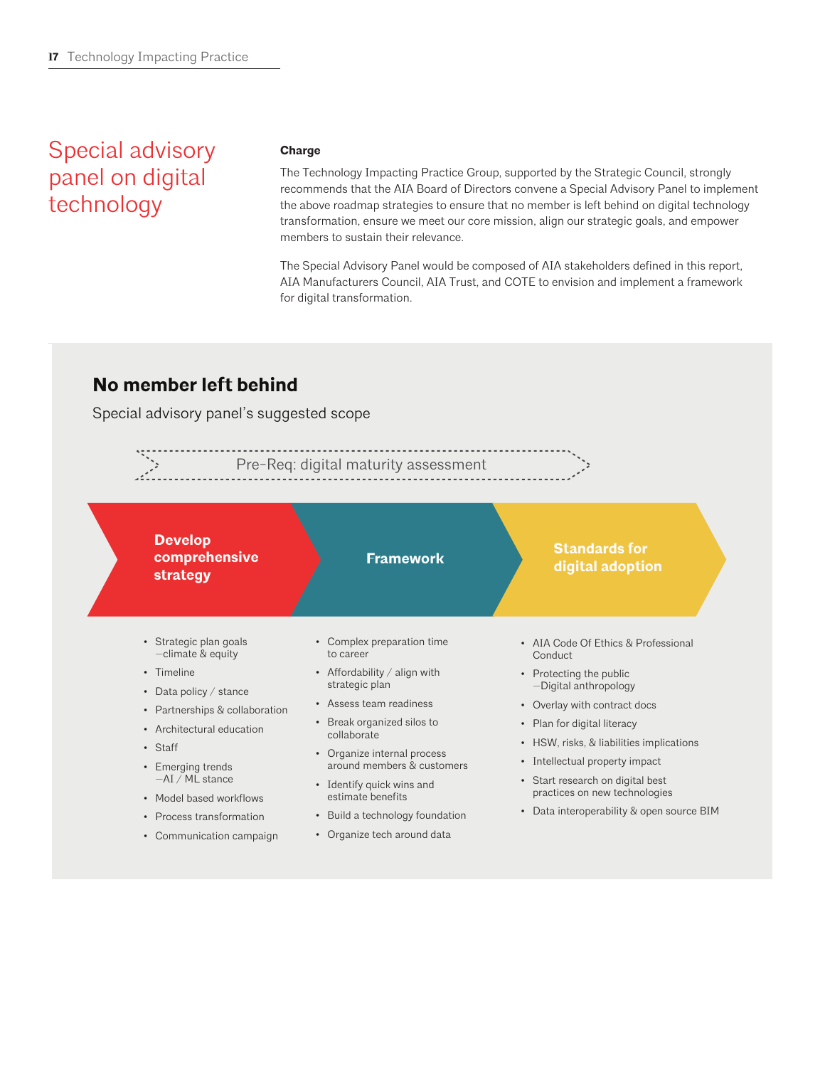# Special advisory panel on digital technology

**Charge**

The Technology Impacting Practice Group, supported by the Strategic Council, strongly recommends that the AIA Board of Directors convene a Special Advisory Panel to implement the above roadmap strategies to ensure that no member is left behind on digital technology transformation, ensure we meet our core mission, align our strategic goals, and empower members to sustain their relevance.

The Special Advisory Panel would be composed of AIA stakeholders defined in this report, AIA Manufacturers Council, AIA Trust, and COTE to envision and implement a framework for digital transformation.

## No member left behind

Special advisory panel's suggested scope

Pre-Req: digital maturity assessment

### Develop comprehensive strategy

- Strategic plan goals —climate & equity
- Timeline
- Data policy / stance
- Partnerships & collaboration
- Architectural education
- Staff
- Emerging trends —AI / ML stance
- Model based workflows
- Process transformation
- Communication campaign

### Framework

- Complex preparation time to career
- Affordability / align with strategic plan
- Assess team readiness
- Break organized silos to collaborate
- Organize internal process around members & customers
- Identify quick wins and estimate benefits
- Build a technology foundation
- Organize tech around data

### Standards for digital adoption

- AIA Code Of Ethics & Professional Conduct
- Protecting the public —Digital anthropology
- Overlay with contract docs
- Plan for digital literacy
- HSW, risks, & liabilities implications
- Intellectual property impact
- Start research on digital best practices on new technologies
- Data interoperability & open source BIM